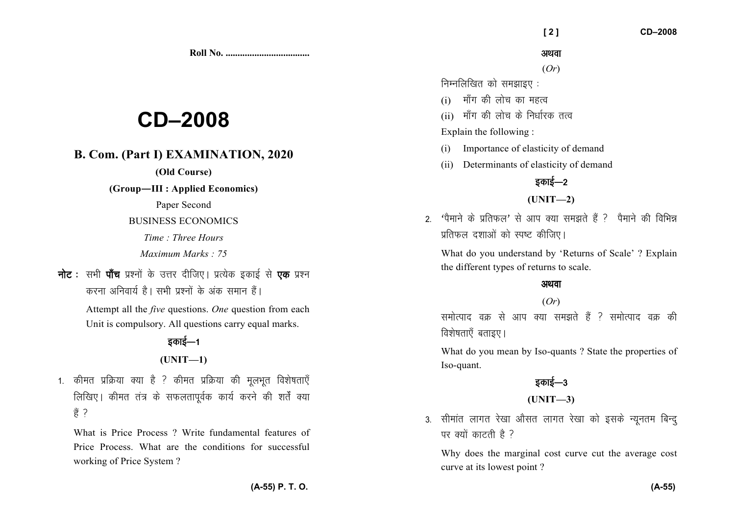Roll No. ...................................

# CD–2008

## B. Com. (Part I) EXAMINATION, 2020

**(Old Course)**

**(Group—III : Applied Economics)**

Paper Second

BUSINESS ECONOMICS

*Time : Three Hours*

*Maximum Marks : 75*

**नोट :** सभी **पाँच** प्रश्नों के उत्तर दीजिए। प्रत्येक इकाई से **एक** प्रश्न करना अनिवार्य है। सभी प्रश्नों के अंक समान हैं।

Attempt all the *five* questions. *One* question from each Unit is compulsory. All questions carry equal marks.

### इकाई—1

### (UNIT—1)

1. कीमत प्रक्रिया क्या है ? कीमत प्रक्रिया की मूलभूत विशेषताएँ लिखिए। कीमत तंत्र के सफलतापूर्वक कार्य करने की शर्तें क्या हैं ?

   What is Price Process ? Write fundamental features of Price Process. What are the conditions for successful working of Price System ?

अथवा

(*Or*)

निम्नलिखित को समझाइए :

(i) माँग की लोच का महत्व

(ii) माँग की लोच के निर्धारक तत्व

Explain the following :

(i) Importance of elasticity of demand

(ii) Determinants of elasticity of demand

### इकाई—2

### (UNIT—2)

2. 'पैमाने के प्रतिफल' से आप क्या समझते हैं ? पैमाने की विभिन्न प्रतिफल दशाओं को स्पष्ट कीजिए।

   What do you understand by 'Returns of Scale' ? Explain the different types of returns to scale.

अथवा

(*Or*)

समोत्पाद वक्र से आप क्या समझते हैं ? समोत्पाद वक्र की विशेषताएँ बताइए।

What do you mean by Iso-quants ? State the properties of Iso-quant.

### इकाई—3

### (UNIT—3)

3. सीमांत लागत रेखा औसत लागत रेखा को इसके न्यूनतम बिन्दु पर क्यों काटती है ?

   Why does the marginal cost curve cut the average cost curve at its lowest point ?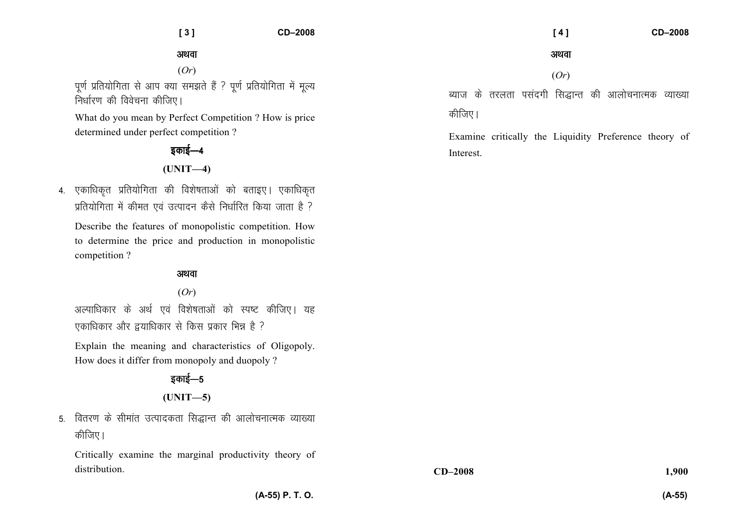अथवा

(*Or*)

पूर्ण प्रतियोगिता से आप क्या समझते हैं ? पूर्ण प्रतियोगिता में मूल्य निर्धारण की विवेचना कीजिए।

What do you mean by Perfect Competition ? How is price determined under perfect competition ?

## इकाई—4

## (UNIT—4)

4. एकाधिकृत प्रतियोगिता की विशेषताओं को बताइए। एकाधिकृत प्रतियोगिता में कीमत एवं उत्पादन कैसे निर्धारित किया जाता है ?

   Describe the features of monopolistic competition. How to determine the price and production in monopolistic competition ?

अथवा

(*Or*)

अल्पाधिकार के अर्थ एवं विशेषताओं को स्पष्ट कीजिए। यह एकाधिकार और द्वयाधिकार से किस प्रकार भिन्न है ?

Explain the meaning and characteristics of Oligopoly. How does it differ from monopoly and duopoly ?

## इकाई—5

## (UNIT—5)

5. वितरण के सीमांत उत्पादकता सिद्धान्त की आलोचनात्मक व्याख्या कीजिए।

   Critically examine the marginal productivity theory of distribution.

अथवा

(*Or*)

ब्याज के तरलता पसंदगी सिद्धान्त की आलोचनात्मक व्याख्या कीजिए।

Examine critically the Liquidity Preference theory of Interest.